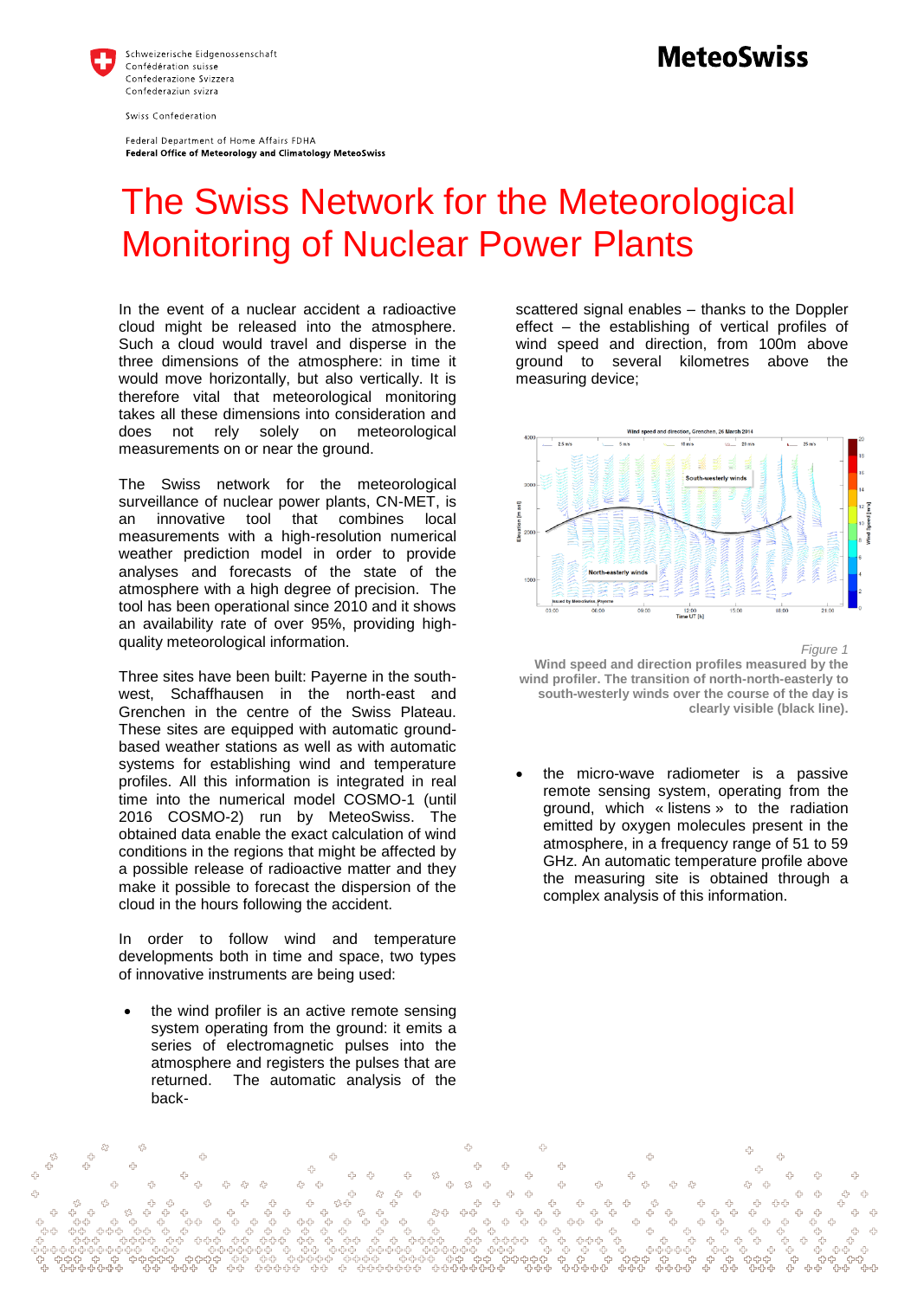Schweizerische Eidgenossenschaft
Confédération suisse
Confederazione Svizzera
Confederaziun svizra

Swiss Confederation

Federal Department of Home Affairs FDHA
**Federal Office of Meteorology and Climatology MeteoSwiss**

**MeteoSwiss**

# The Swiss Network for the Meteorological Monitoring of Nuclear Power Plants

In the event of a nuclear accident a radioactive cloud might be released into the atmosphere. Such a cloud would travel and disperse in the three dimensions of the atmosphere: in time it would move horizontally, but also vertically. It is therefore vital that meteorological monitoring takes all these dimensions into consideration and does not rely solely on meteorological measurements on or near the ground.

The Swiss network for the meteorological surveillance of nuclear power plants, CN-MET, is an innovative tool that combines local measurements with a high-resolution numerical weather prediction model in order to provide analyses and forecasts of the state of the atmosphere with a high degree of precision. The tool has been operational since 2010 and it shows an availability rate of over 95%, providing high-quality meteorological information.

Three sites have been built: Payerne in the south-west, Schaffhausen in the north-east and Grenchen in the centre of the Swiss Plateau. These sites are equipped with automatic ground-based weather stations as well as with automatic systems for establishing wind and temperature profiles. All this information is integrated in real time into the numerical model COSMO-1 (until 2016 COSMO-2) run by MeteoSwiss. The obtained data enable the exact calculation of wind conditions in the regions that might be affected by a possible release of radioactive matter and they make it possible to forecast the dispersion of the cloud in the hours following the accident.

In order to follow wind and temperature developments both in time and space, two types of innovative instruments are being used:

- the wind profiler is an active remote sensing system operating from the ground: it emits a series of electromagnetic pulses into the atmosphere and registers the pulses that are returned. The automatic analysis of the back-scattered signal enables – thanks to the Doppler effect – the establishing of vertical profiles of wind speed and direction, from 100m above ground to several kilometres above the measuring device;

*Figure 1*

**Wind speed and direction profiles measured by the wind profiler. The transition of north-north-easterly to south-westerly winds over the course of the day is clearly visible (black line).**

- the micro-wave radiometer is a passive remote sensing system, operating from the ground, which « listens » to the radiation emitted by oxygen molecules present in the atmosphere, in a frequency range of 51 to 59 GHz. An automatic temperature profile above the measuring site is obtained through a complex analysis of this information.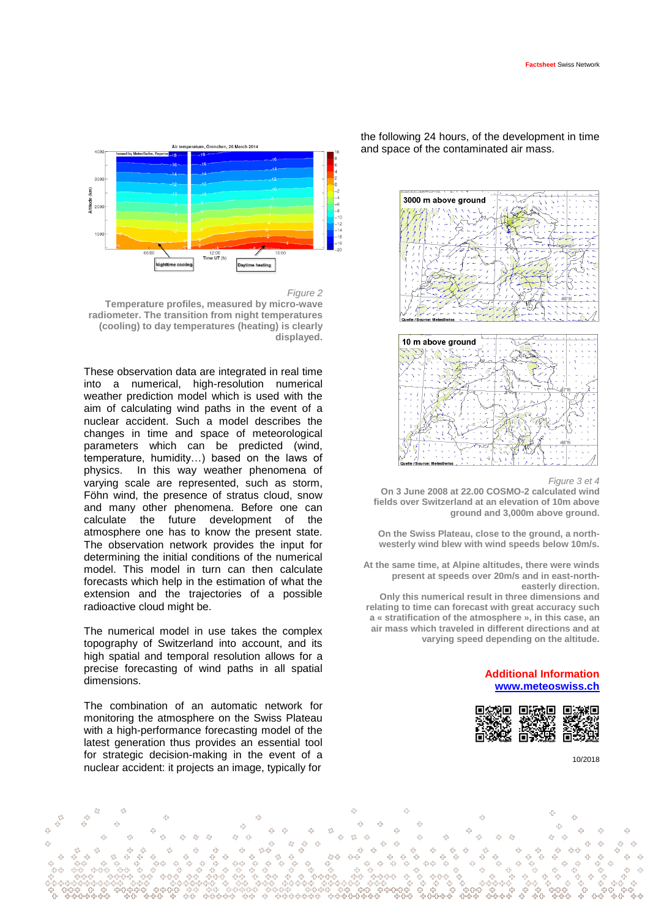Air temperature, Grenchen, 26 March 2014

Issued by MeteoSwiss, Payerne

Altitude (km)

4000

3000

2000

1000

06:00

12:00

18:00

Time UT (h)

Nighttime cooling

Daytime heating

*Figure 2*

**Temperature profiles, measured by micro-wave radiometer. The transition from night temperatures (cooling) to day temperatures (heating) is clearly displayed.**

These observation data are integrated in real time into a numerical, high-resolution numerical weather prediction model which is used with the aim of calculating wind paths in the event of a nuclear accident. Such a model describes the changes in time and space of meteorological parameters which can be predicted (wind, temperature, humidity…) based on the laws of physics. In this way weather phenomena of varying scale are represented, such as storm, Föhn wind, the presence of stratus cloud, snow and many other phenomena. Before one can calculate the future development of the atmosphere one has to know the present state. The observation network provides the input for determining the initial conditions of the numerical model. This model in turn can then calculate forecasts which help in the estimation of what the extension and the trajectories of a possible radioactive cloud might be.

The numerical model in use takes the complex topography of Switzerland into account, and its high spatial and temporal resolution allows for a precise forecasting of wind paths in all spatial dimensions.

The combination of an automatic network for monitoring the atmosphere on the Swiss Plateau with a high-performance forecasting model of the latest generation thus provides an essential tool for strategic decision-making in the event of a nuclear accident: it projects an image, typically for the following 24 hours, of the development in time and space of the contaminated air mass.

3000 m above ground

Quelle / Source: MeteoSwiss

10 m above ground

Quelle / Source: MeteoSwiss

*Figure 3 et 4*

**On 3 June 2008 at 22.00 COSMO-2 calculated wind fields over Switzerland at an elevation of 10m above ground and 3,000m above ground.**

**On the Swiss Plateau, close to the ground, a north-westerly wind blew with wind speeds below 10m/s.**

**At the same time, at Alpine altitudes, there were winds present at speeds over 20m/s and in east-north-easterly direction.**

**Only this numerical result in three dimensions and relating to time can forecast with great accuracy such a « stratification of the atmosphere », in this case, an air mass which traveled in different directions and at varying speed depending on the altitude.**

**Additional Information**

**[www.meteoswiss.ch](http://www.meteoswiss.ch)**

10/2018